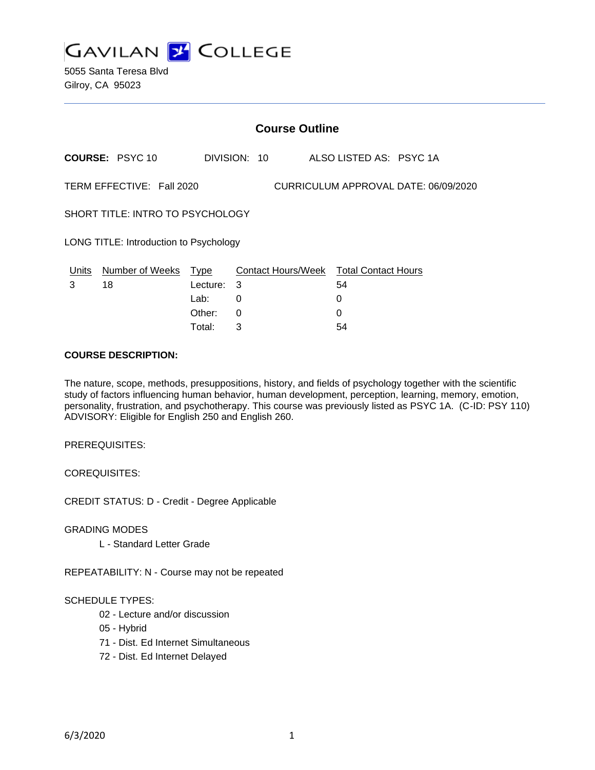# GAVILAN COLLEGE

5055 Santa Teresa Blvd
Gilroy, CA 95023

## Course Outline

**COURSE:** PSYC 10 DIVISION: 10 ALSO LISTED AS: PSYC 1A

TERM EFFECTIVE: Fall 2020 CURRICULUM APPROVAL DATE: 06/09/2020

SHORT TITLE: INTRO TO PSYCHOLOGY

LONG TITLE: Introduction to Psychology

| Units | Number of Weeks | Type | Contact Hours/Week | Total Contact Hours |
|---|---|---|---|---|
| 3 | 18 | Lecture: | 3 | 54 |
| | | Lab: | 0 | 0 |
| | | Other: | 0 | 0 |
| | | Total: | 3 | 54 |

**COURSE DESCRIPTION:**

The nature, scope, methods, presuppositions, history, and fields of psychology together with the scientific study of factors influencing human behavior, human development, perception, learning, memory, emotion, personality, frustration, and psychotherapy. This course was previously listed as PSYC 1A. (C-ID: PSY 110) ADVISORY: Eligible for English 250 and English 260.

PREREQUISITES:

COREQUISITES:

CREDIT STATUS: D - Credit - Degree Applicable

GRADING MODES

- L - Standard Letter Grade

REPEATABILITY: N - Course may not be repeated

SCHEDULE TYPES:

- 02 - Lecture and/or discussion
- 05 - Hybrid
- 71 - Dist. Ed Internet Simultaneous
- 72 - Dist. Ed Internet Delayed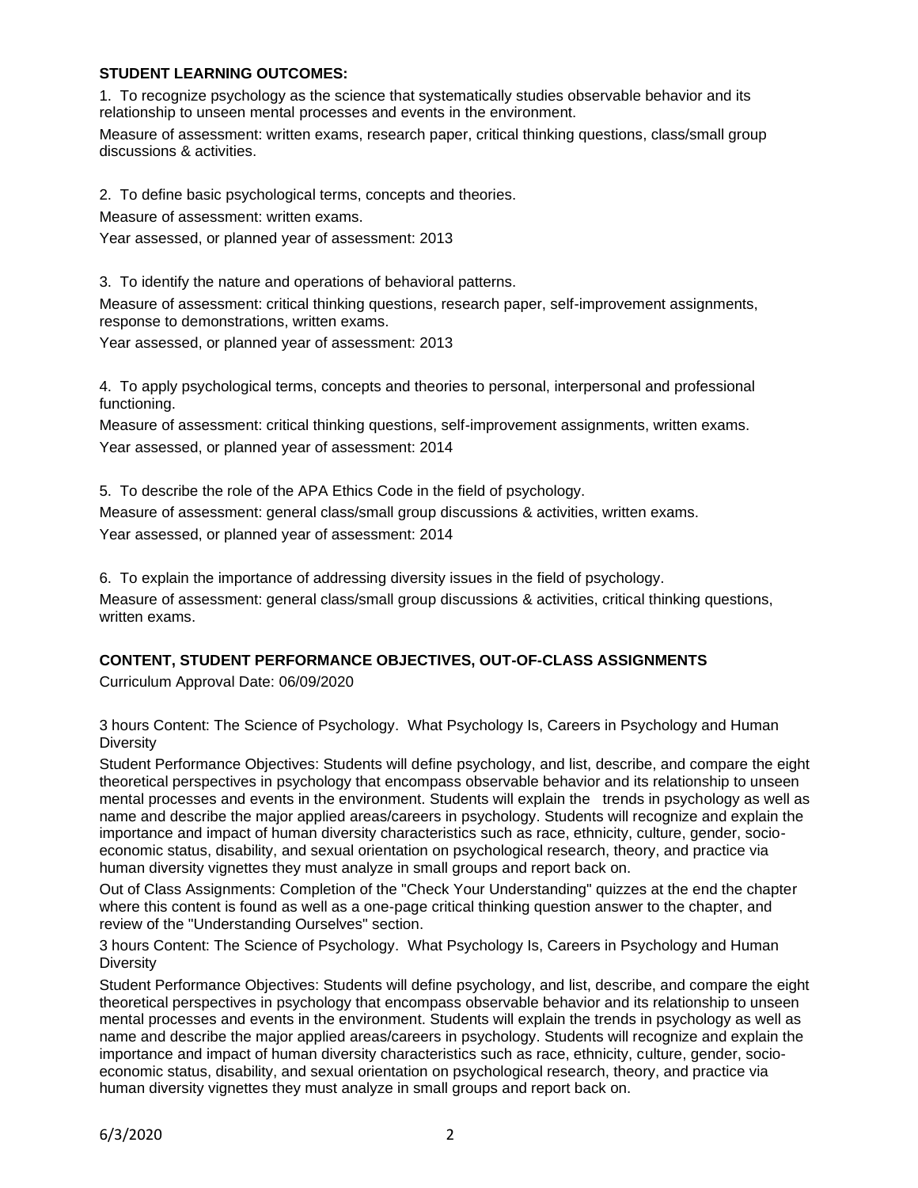**STUDENT LEARNING OUTCOMES:**

1. To recognize psychology as the science that systematically studies observable behavior and its relationship to unseen mental processes and events in the environment.

Measure of assessment: written exams, research paper, critical thinking questions, class/small group discussions & activities.

2. To define basic psychological terms, concepts and theories.

Measure of assessment: written exams.

Year assessed, or planned year of assessment: 2013

3. To identify the nature and operations of behavioral patterns.

Measure of assessment: critical thinking questions, research paper, self-improvement assignments, response to demonstrations, written exams.

Year assessed, or planned year of assessment: 2013

4. To apply psychological terms, concepts and theories to personal, interpersonal and professional functioning.

Measure of assessment: critical thinking questions, self-improvement assignments, written exams.

Year assessed, or planned year of assessment: 2014

5. To describe the role of the APA Ethics Code in the field of psychology.

Measure of assessment: general class/small group discussions & activities, written exams.

Year assessed, or planned year of assessment: 2014

6. To explain the importance of addressing diversity issues in the field of psychology.

Measure of assessment: general class/small group discussions & activities, critical thinking questions, written exams.

**CONTENT, STUDENT PERFORMANCE OBJECTIVES, OUT-OF-CLASS ASSIGNMENTS**

Curriculum Approval Date: 06/09/2020

3 hours Content: The Science of Psychology. What Psychology Is, Careers in Psychology and Human Diversity

Student Performance Objectives: Students will define psychology, and list, describe, and compare the eight theoretical perspectives in psychology that encompass observable behavior and its relationship to unseen mental processes and events in the environment. Students will explain the trends in psychology as well as name and describe the major applied areas/careers in psychology. Students will recognize and explain the importance and impact of human diversity characteristics such as race, ethnicity, culture, gender, socio-economic status, disability, and sexual orientation on psychological research, theory, and practice via human diversity vignettes they must analyze in small groups and report back on.

Out of Class Assignments: Completion of the "Check Your Understanding" quizzes at the end the chapter where this content is found as well as a one-page critical thinking question answer to the chapter, and review of the "Understanding Ourselves" section.

3 hours Content: The Science of Psychology. What Psychology Is, Careers in Psychology and Human Diversity

Student Performance Objectives: Students will define psychology, and list, describe, and compare the eight theoretical perspectives in psychology that encompass observable behavior and its relationship to unseen mental processes and events in the environment. Students will explain the trends in psychology as well as name and describe the major applied areas/careers in psychology. Students will recognize and explain the importance and impact of human diversity characteristics such as race, ethnicity, culture, gender, socio-economic status, disability, and sexual orientation on psychological research, theory, and practice via human diversity vignettes they must analyze in small groups and report back on.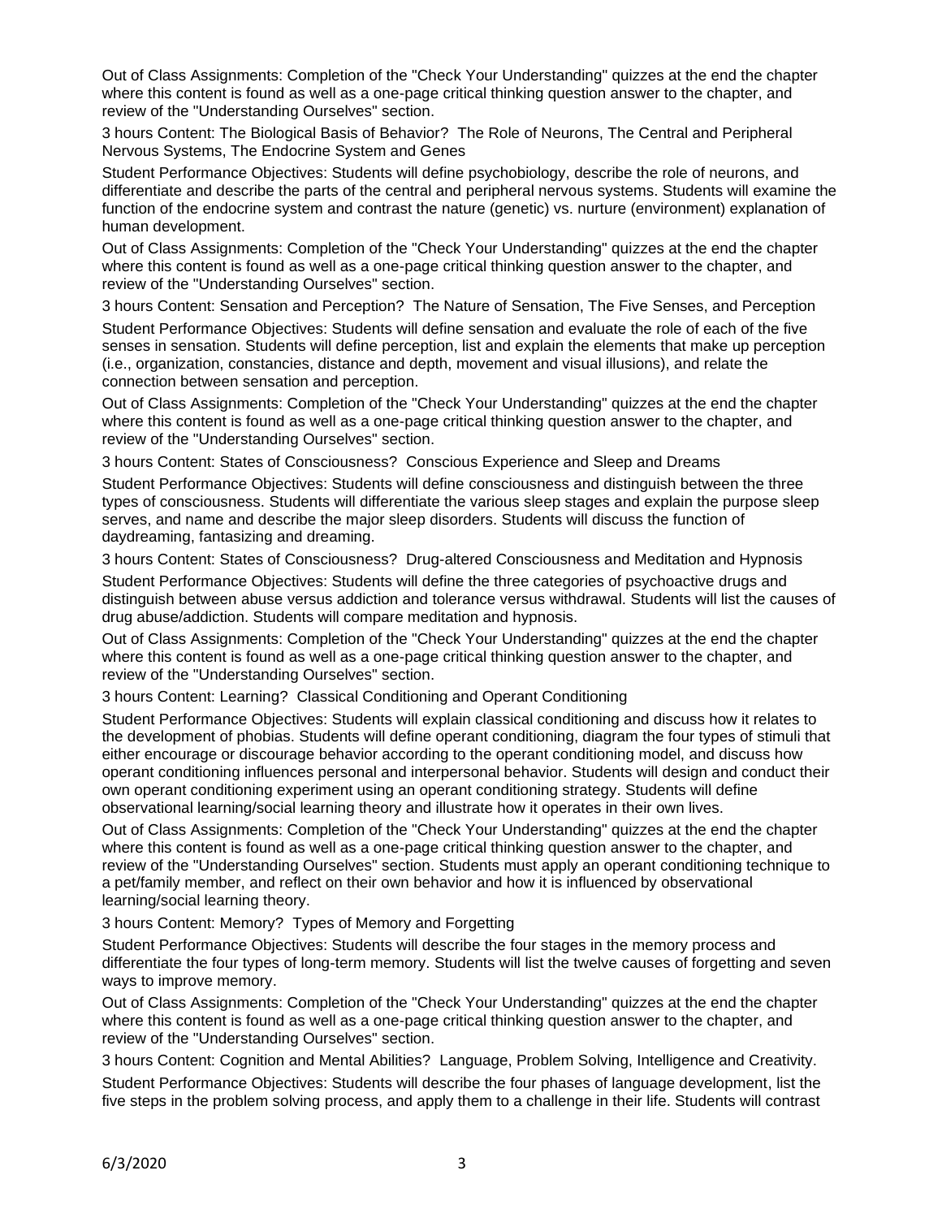Out of Class Assignments: Completion of the "Check Your Understanding" quizzes at the end the chapter where this content is found as well as a one-page critical thinking question answer to the chapter, and review of the "Understanding Ourselves" section.

3 hours Content: The Biological Basis of Behavior? The Role of Neurons, The Central and Peripheral Nervous Systems, The Endocrine System and Genes

Student Performance Objectives: Students will define psychobiology, describe the role of neurons, and differentiate and describe the parts of the central and peripheral nervous systems. Students will examine the function of the endocrine system and contrast the nature (genetic) vs. nurture (environment) explanation of human development.

Out of Class Assignments: Completion of the "Check Your Understanding" quizzes at the end the chapter where this content is found as well as a one-page critical thinking question answer to the chapter, and review of the "Understanding Ourselves" section.

3 hours Content: Sensation and Perception? The Nature of Sensation, The Five Senses, and Perception

Student Performance Objectives: Students will define sensation and evaluate the role of each of the five senses in sensation. Students will define perception, list and explain the elements that make up perception (i.e., organization, constancies, distance and depth, movement and visual illusions), and relate the connection between sensation and perception.

Out of Class Assignments: Completion of the "Check Your Understanding" quizzes at the end the chapter where this content is found as well as a one-page critical thinking question answer to the chapter, and review of the "Understanding Ourselves" section.

3 hours Content: States of Consciousness? Conscious Experience and Sleep and Dreams

Student Performance Objectives: Students will define consciousness and distinguish between the three types of consciousness. Students will differentiate the various sleep stages and explain the purpose sleep serves, and name and describe the major sleep disorders. Students will discuss the function of daydreaming, fantasizing and dreaming.

3 hours Content: States of Consciousness? Drug-altered Consciousness and Meditation and Hypnosis

Student Performance Objectives: Students will define the three categories of psychoactive drugs and distinguish between abuse versus addiction and tolerance versus withdrawal. Students will list the causes of drug abuse/addiction. Students will compare meditation and hypnosis.

Out of Class Assignments: Completion of the "Check Your Understanding" quizzes at the end the chapter where this content is found as well as a one-page critical thinking question answer to the chapter, and review of the "Understanding Ourselves" section.

3 hours Content: Learning? Classical Conditioning and Operant Conditioning

Student Performance Objectives: Students will explain classical conditioning and discuss how it relates to the development of phobias. Students will define operant conditioning, diagram the four types of stimuli that either encourage or discourage behavior according to the operant conditioning model, and discuss how operant conditioning influences personal and interpersonal behavior. Students will design and conduct their own operant conditioning experiment using an operant conditioning strategy. Students will define observational learning/social learning theory and illustrate how it operates in their own lives.

Out of Class Assignments: Completion of the "Check Your Understanding" quizzes at the end the chapter where this content is found as well as a one-page critical thinking question answer to the chapter, and review of the "Understanding Ourselves" section. Students must apply an operant conditioning technique to a pet/family member, and reflect on their own behavior and how it is influenced by observational learning/social learning theory.

3 hours Content: Memory? Types of Memory and Forgetting

Student Performance Objectives: Students will describe the four stages in the memory process and differentiate the four types of long-term memory. Students will list the twelve causes of forgetting and seven ways to improve memory.

Out of Class Assignments: Completion of the "Check Your Understanding" quizzes at the end the chapter where this content is found as well as a one-page critical thinking question answer to the chapter, and review of the "Understanding Ourselves" section.

3 hours Content: Cognition and Mental Abilities? Language, Problem Solving, Intelligence and Creativity.

Student Performance Objectives: Students will describe the four phases of language development, list the five steps in the problem solving process, and apply them to a challenge in their life. Students will contrast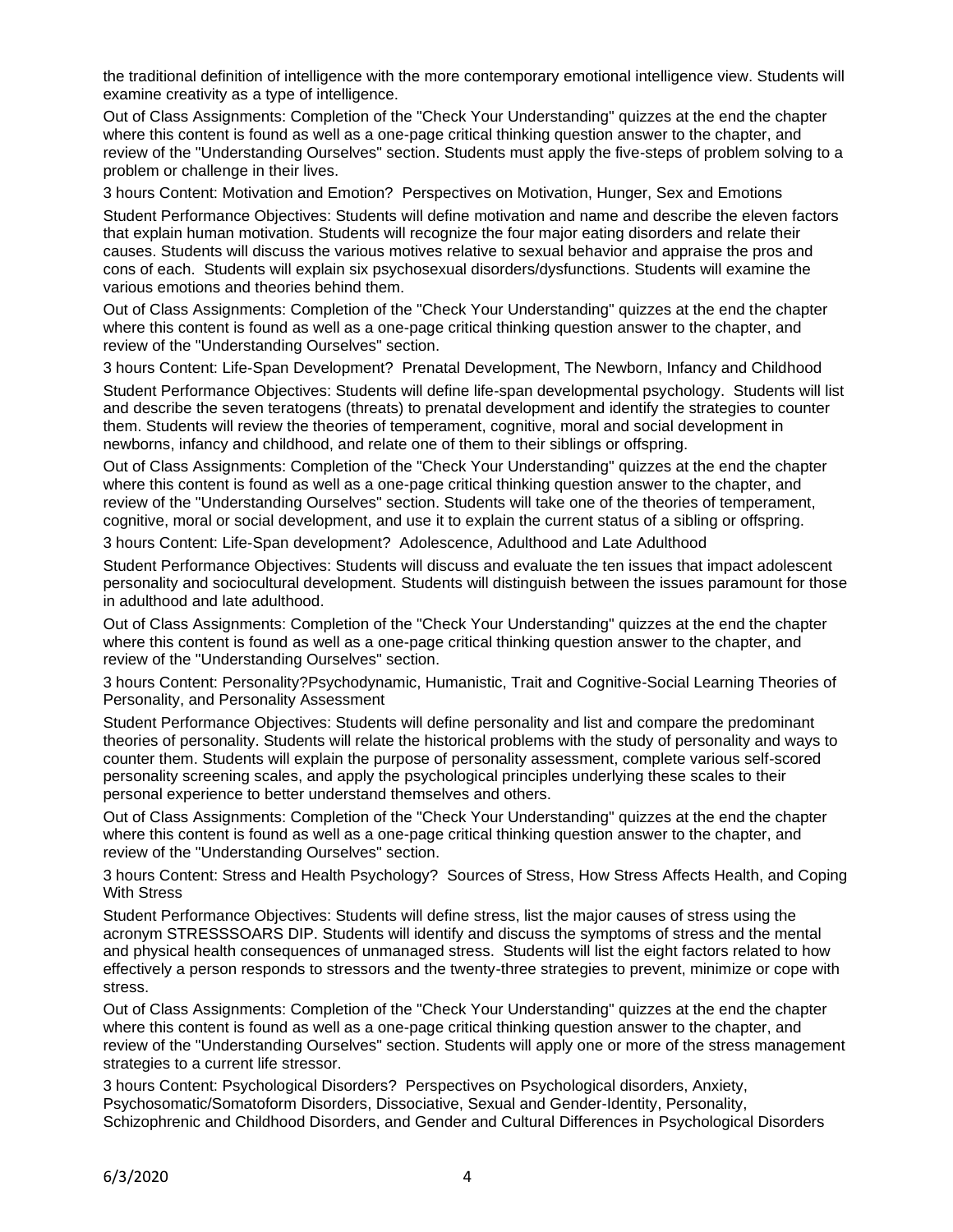the traditional definition of intelligence with the more contemporary emotional intelligence view. Students will examine creativity as a type of intelligence.

Out of Class Assignments: Completion of the "Check Your Understanding" quizzes at the end the chapter where this content is found as well as a one-page critical thinking question answer to the chapter, and review of the "Understanding Ourselves" section. Students must apply the five-steps of problem solving to a problem or challenge in their lives.

3 hours Content: Motivation and Emotion? Perspectives on Motivation, Hunger, Sex and Emotions

Student Performance Objectives: Students will define motivation and name and describe the eleven factors that explain human motivation. Students will recognize the four major eating disorders and relate their causes. Students will discuss the various motives relative to sexual behavior and appraise the pros and cons of each. Students will explain six psychosexual disorders/dysfunctions. Students will examine the various emotions and theories behind them.

Out of Class Assignments: Completion of the "Check Your Understanding" quizzes at the end the chapter where this content is found as well as a one-page critical thinking question answer to the chapter, and review of the "Understanding Ourselves" section.

3 hours Content: Life-Span Development? Prenatal Development, The Newborn, Infancy and Childhood

Student Performance Objectives: Students will define life-span developmental psychology. Students will list and describe the seven teratogens (threats) to prenatal development and identify the strategies to counter them. Students will review the theories of temperament, cognitive, moral and social development in newborns, infancy and childhood, and relate one of them to their siblings or offspring.

Out of Class Assignments: Completion of the "Check Your Understanding" quizzes at the end the chapter where this content is found as well as a one-page critical thinking question answer to the chapter, and review of the "Understanding Ourselves" section. Students will take one of the theories of temperament, cognitive, moral or social development, and use it to explain the current status of a sibling or offspring.

3 hours Content: Life-Span development? Adolescence, Adulthood and Late Adulthood

Student Performance Objectives: Students will discuss and evaluate the ten issues that impact adolescent personality and sociocultural development. Students will distinguish between the issues paramount for those in adulthood and late adulthood.

Out of Class Assignments: Completion of the "Check Your Understanding" quizzes at the end the chapter where this content is found as well as a one-page critical thinking question answer to the chapter, and review of the "Understanding Ourselves" section.

3 hours Content: Personality?Psychodynamic, Humanistic, Trait and Cognitive-Social Learning Theories of Personality, and Personality Assessment

Student Performance Objectives: Students will define personality and list and compare the predominant theories of personality. Students will relate the historical problems with the study of personality and ways to counter them. Students will explain the purpose of personality assessment, complete various self-scored personality screening scales, and apply the psychological principles underlying these scales to their personal experience to better understand themselves and others.

Out of Class Assignments: Completion of the "Check Your Understanding" quizzes at the end the chapter where this content is found as well as a one-page critical thinking question answer to the chapter, and review of the "Understanding Ourselves" section.

3 hours Content: Stress and Health Psychology? Sources of Stress, How Stress Affects Health, and Coping With Stress

Student Performance Objectives: Students will define stress, list the major causes of stress using the acronym STRESSSOARS DIP. Students will identify and discuss the symptoms of stress and the mental and physical health consequences of unmanaged stress. Students will list the eight factors related to how effectively a person responds to stressors and the twenty-three strategies to prevent, minimize or cope with stress.

Out of Class Assignments: Completion of the "Check Your Understanding" quizzes at the end the chapter where this content is found as well as a one-page critical thinking question answer to the chapter, and review of the "Understanding Ourselves" section. Students will apply one or more of the stress management strategies to a current life stressor.

3 hours Content: Psychological Disorders? Perspectives on Psychological disorders, Anxiety, Psychosomatic/Somatoform Disorders, Dissociative, Sexual and Gender-Identity, Personality, Schizophrenic and Childhood Disorders, and Gender and Cultural Differences in Psychological Disorders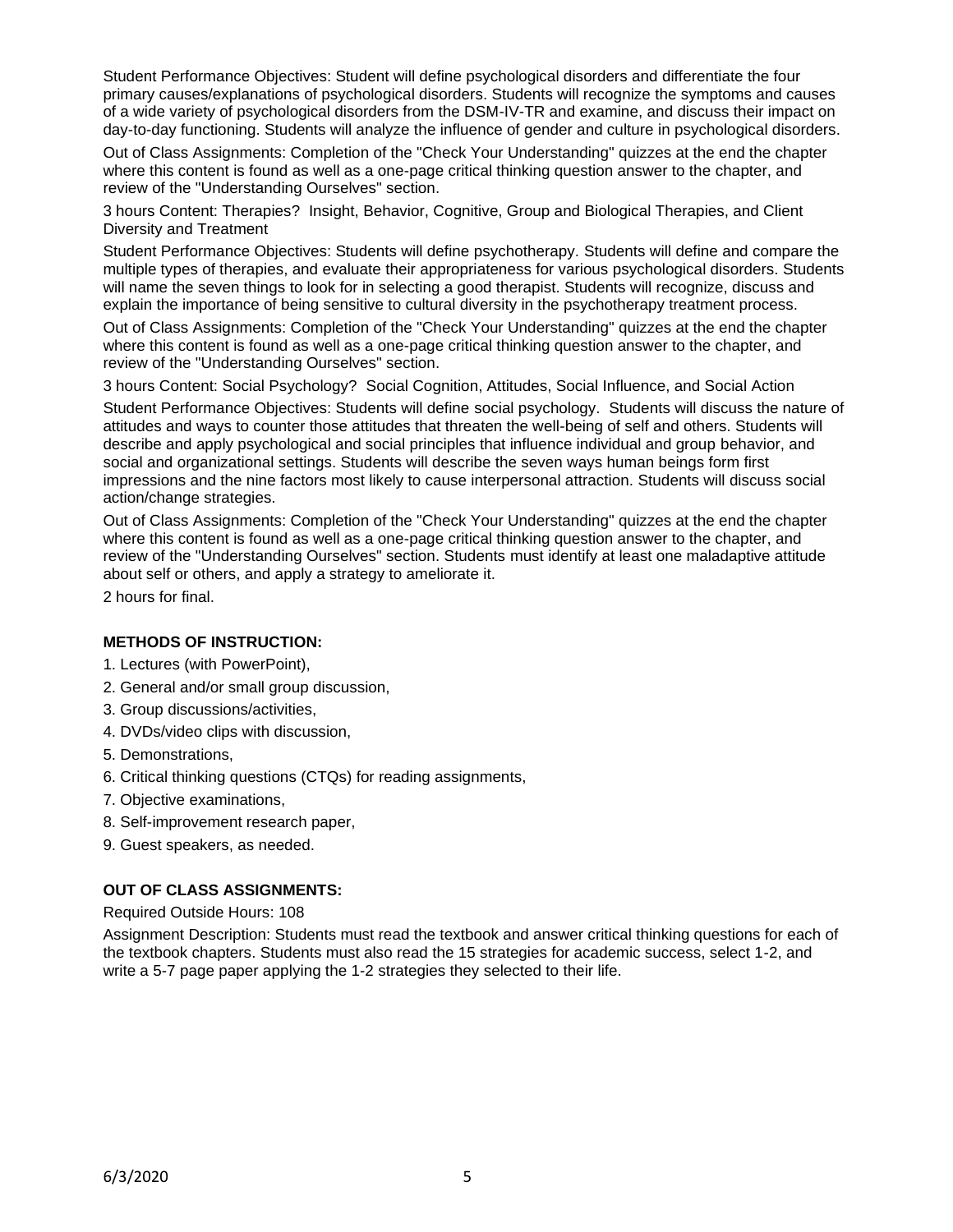Student Performance Objectives: Student will define psychological disorders and differentiate the four primary causes/explanations of psychological disorders. Students will recognize the symptoms and causes of a wide variety of psychological disorders from the DSM-IV-TR and examine, and discuss their impact on day-to-day functioning. Students will analyze the influence of gender and culture in psychological disorders.

Out of Class Assignments: Completion of the "Check Your Understanding" quizzes at the end the chapter where this content is found as well as a one-page critical thinking question answer to the chapter, and review of the "Understanding Ourselves" section.

3 hours Content: Therapies? Insight, Behavior, Cognitive, Group and Biological Therapies, and Client Diversity and Treatment

Student Performance Objectives: Students will define psychotherapy. Students will define and compare the multiple types of therapies, and evaluate their appropriateness for various psychological disorders. Students will name the seven things to look for in selecting a good therapist. Students will recognize, discuss and explain the importance of being sensitive to cultural diversity in the psychotherapy treatment process.

Out of Class Assignments: Completion of the "Check Your Understanding" quizzes at the end the chapter where this content is found as well as a one-page critical thinking question answer to the chapter, and review of the "Understanding Ourselves" section.

3 hours Content: Social Psychology? Social Cognition, Attitudes, Social Influence, and Social Action

Student Performance Objectives: Students will define social psychology. Students will discuss the nature of attitudes and ways to counter those attitudes that threaten the well-being of self and others. Students will describe and apply psychological and social principles that influence individual and group behavior, and social and organizational settings. Students will describe the seven ways human beings form first impressions and the nine factors most likely to cause interpersonal attraction. Students will discuss social action/change strategies.

Out of Class Assignments: Completion of the "Check Your Understanding" quizzes at the end the chapter where this content is found as well as a one-page critical thinking question answer to the chapter, and review of the "Understanding Ourselves" section. Students must identify at least one maladaptive attitude about self or others, and apply a strategy to ameliorate it.

2 hours for final.

**METHODS OF INSTRUCTION:**

1. Lectures (with PowerPoint),
2. General and/or small group discussion,
3. Group discussions/activities,
4. DVDs/video clips with discussion,
5. Demonstrations,
6. Critical thinking questions (CTQs) for reading assignments,
7. Objective examinations,
8. Self-improvement research paper,
9. Guest speakers, as needed.

**OUT OF CLASS ASSIGNMENTS:**

Required Outside Hours: 108

Assignment Description: Students must read the textbook and answer critical thinking questions for each of the textbook chapters. Students must also read the 15 strategies for academic success, select 1-2, and write a 5-7 page paper applying the 1-2 strategies they selected to their life.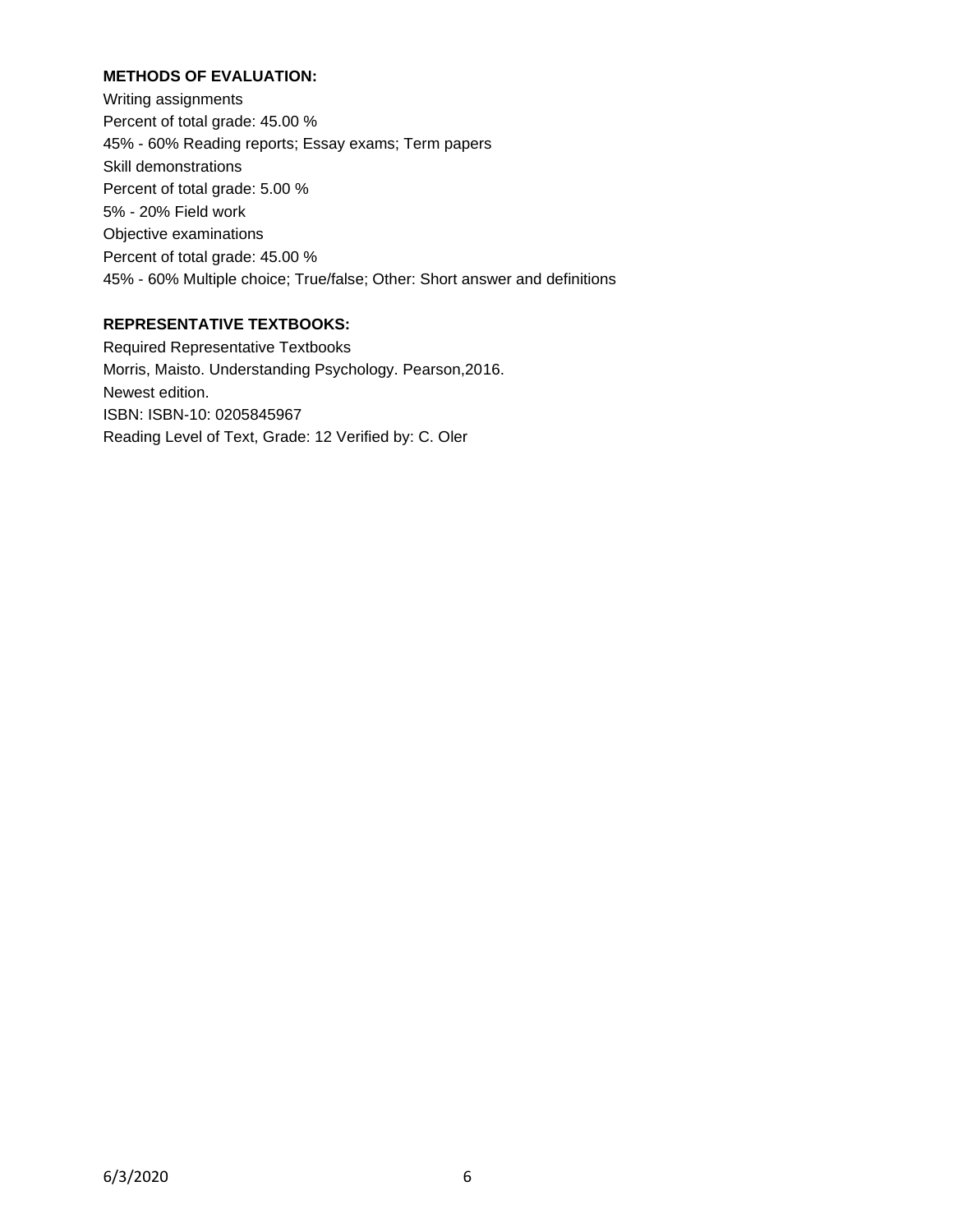**METHODS OF EVALUATION:**

Writing assignments
Percent of total grade: 45.00 %
45% - 60% Reading reports; Essay exams; Term papers
Skill demonstrations
Percent of total grade: 5.00 %
5% - 20% Field work
Objective examinations
Percent of total grade: 45.00 %
45% - 60% Multiple choice; True/false; Other: Short answer and definitions

**REPRESENTATIVE TEXTBOOKS:**

Required Representative Textbooks
Morris, Maisto. Understanding Psychology. Pearson,2016.
Newest edition.
ISBN: ISBN-10: 0205845967
Reading Level of Text, Grade: 12 Verified by: C. Oler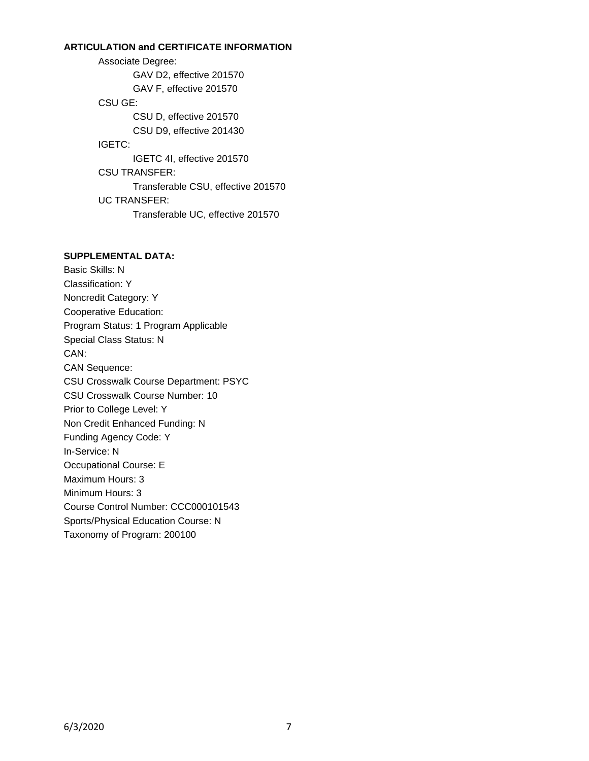**ARTICULATION and CERTIFICATE INFORMATION**

Associate Degree:

GAV D2, effective 201570

GAV F, effective 201570

CSU GE:

CSU D, effective 201570

CSU D9, effective 201430

IGETC:

IGETC 4I, effective 201570

CSU TRANSFER:

Transferable CSU, effective 201570

UC TRANSFER:

Transferable UC, effective 201570

**SUPPLEMENTAL DATA:**

Basic Skills: N

Classification: Y

Noncredit Category: Y

Cooperative Education:

Program Status: 1 Program Applicable

Special Class Status: N

CAN:

CAN Sequence:

CSU Crosswalk Course Department: PSYC

CSU Crosswalk Course Number: 10

Prior to College Level: Y

Non Credit Enhanced Funding: N

Funding Agency Code: Y

In-Service: N

Occupational Course: E

Maximum Hours: 3

Minimum Hours: 3

Course Control Number: CCC000101543

Sports/Physical Education Course: N

Taxonomy of Program: 200100